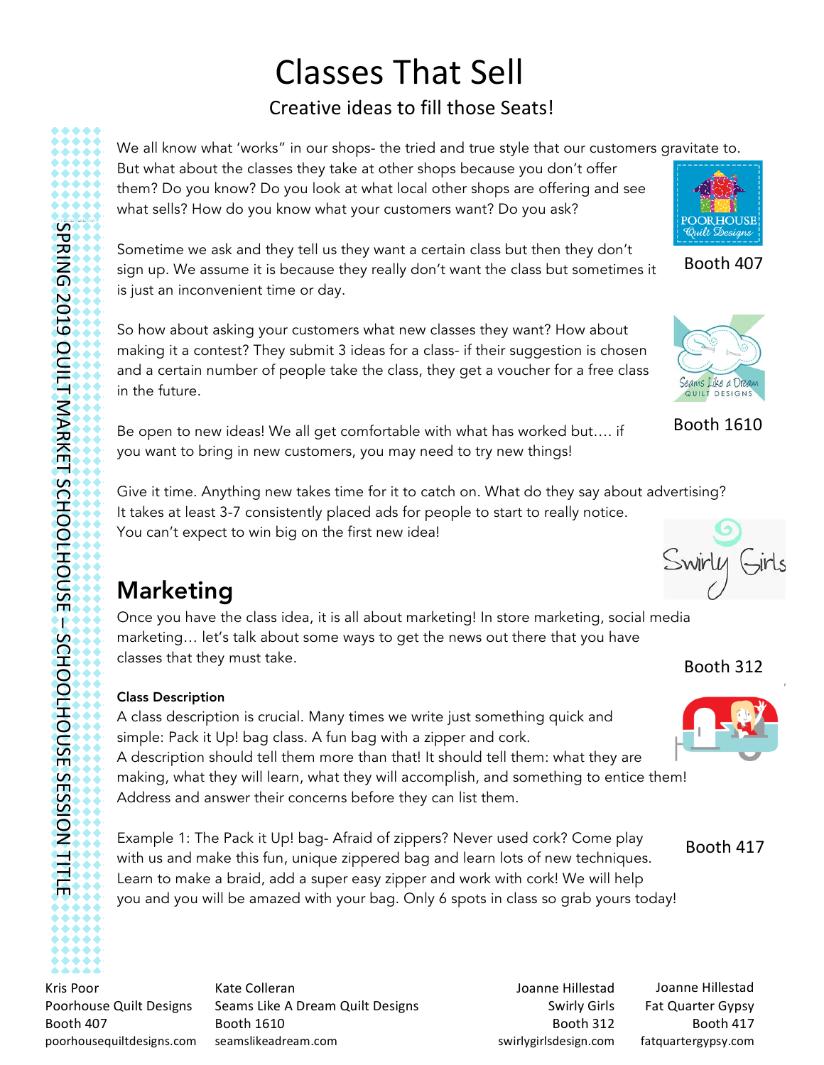# Classes That Sell

## Creative ideas to fill those Seats!

SPRING 2019 QUILT MARKET SCHOOLHOUSE – SCHOOLHOUSE SESSION TITLE

We all know what 'works" in our shops- the tried and true style that our customers gravitate to. But what about the classes they take at other shops because you don't offer them? Do you know? Do you look at what local other shops are offering and see what sells? How do you know what your customers want? Do you ask?

Sometime we ask and they tell us they want a certain class but then they don't sign up. We assume it is because they really don't want the class but sometimes it is just an inconvenient time or day.

So how about asking your customers what new classes they want? How about making it a contest? They submit 3 ideas for a class- if their suggestion is chosen and a certain number of people take the class, they get a voucher for a free class in the future.

Be open to new ideas! We all get comfortable with what has worked but…. if you want to bring in new customers, you may need to try new things!

Give it time. Anything new takes time for it to catch on. What do they say about advertising? It takes at least 3-7 consistently placed ads for people to start to really notice. You can't expect to win big on the first new idea!

Booth 407

Booth 1610

Booth 312

Booth 417

## Marketing

Once you have the class idea, it is all about marketing! In store marketing, social media marketing… let's talk about some ways to get the news out there that you have classes that they must take.

### Class Description

A class description is crucial. Many times we write just something quick and simple: Pack it Up! bag class. A fun bag with a zipper and cork.
A description should tell them more than that! It should tell them: what they are making, what they will learn, what they will accomplish, and something to entice them! Address and answer their concerns before they can list them.

Example 1: The Pack it Up! bag- Afraid of zippers? Never used cork? Come play with us and make this fun, unique zippered bag and learn lots of new techniques. Learn to make a braid, add a super easy zipper and work with cork! We will help you and you will be amazed with your bag. Only 6 spots in class so grab yours today!

Kris Poor
Poorhouse Quilt Designs
Booth 407
poorhousequiltdesigns.com

Kate Colleran
Seams Like A Dream Quilt Designs
Booth 1610
seamslikeadream.com

Joanne Hillestad
Swirly Girls
Booth 312
swirlygirlsdesign.com

Joanne Hillestad
Fat Quarter Gypsy
Booth 417
fatquartergypsy.com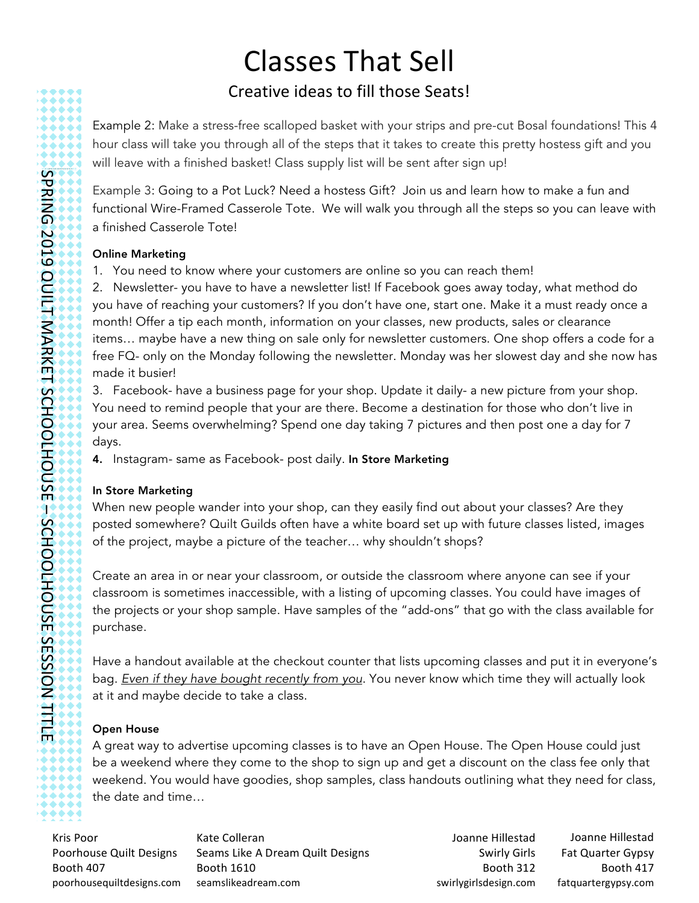# Classes That Sell

## Creative ideas to fill those Seats!

Example 2: Make a stress-free scalloped basket with your strips and pre-cut Bosal foundations! This 4 hour class will take you through all of the steps that it takes to create this pretty hostess gift and you will leave with a finished basket! Class supply list will be sent after sign up!

Example 3: Going to a Pot Luck? Need a hostess Gift? Join us and learn how to make a fun and functional Wire-Framed Casserole Tote. We will walk you through all the steps so you can leave with a finished Casserole Tote!

**Online Marketing**

1. You need to know where your customers are online so you can reach them!
2. Newsletter- you have to have a newsletter list! If Facebook goes away today, what method do you have of reaching your customers? If you don't have one, start one. Make it a must ready once a month! Offer a tip each month, information on your classes, new products, sales or clearance items… maybe have a new thing on sale only for newsletter customers. One shop offers a code for a free FQ- only on the Monday following the newsletter. Monday was her slowest day and she now has made it busier!
3. Facebook- have a business page for your shop. Update it daily- a new picture from your shop. You need to remind people that your are there. Become a destination for those who don't live in your area. Seems overwhelming? Spend one day taking 7 pictures and then post one a day for 7 days.
4. Instagram- same as Facebook- post daily. **In Store Marketing**

**In Store Marketing**

When new people wander into your shop, can they easily find out about your classes? Are they posted somewhere? Quilt Guilds often have a white board set up with future classes listed, images of the project, maybe a picture of the teacher… why shouldn't shops?

Create an area in or near your classroom, or outside the classroom where anyone can see if your classroom is sometimes inaccessible, with a listing of upcoming classes. You could have images of the projects or your shop sample. Have samples of the "add-ons" that go with the class available for purchase.

Have a handout available at the checkout counter that lists upcoming classes and put it in everyone's bag. *Even if they have bought recently from you*. You never know which time they will actually look at it and maybe decide to take a class.

**Open House**

A great way to advertise upcoming classes is to have an Open House. The Open House could just be a weekend where they come to the shop to sign up and get a discount on the class fee only that weekend. You would have goodies, shop samples, class handouts outlining what they need for class, the date and time…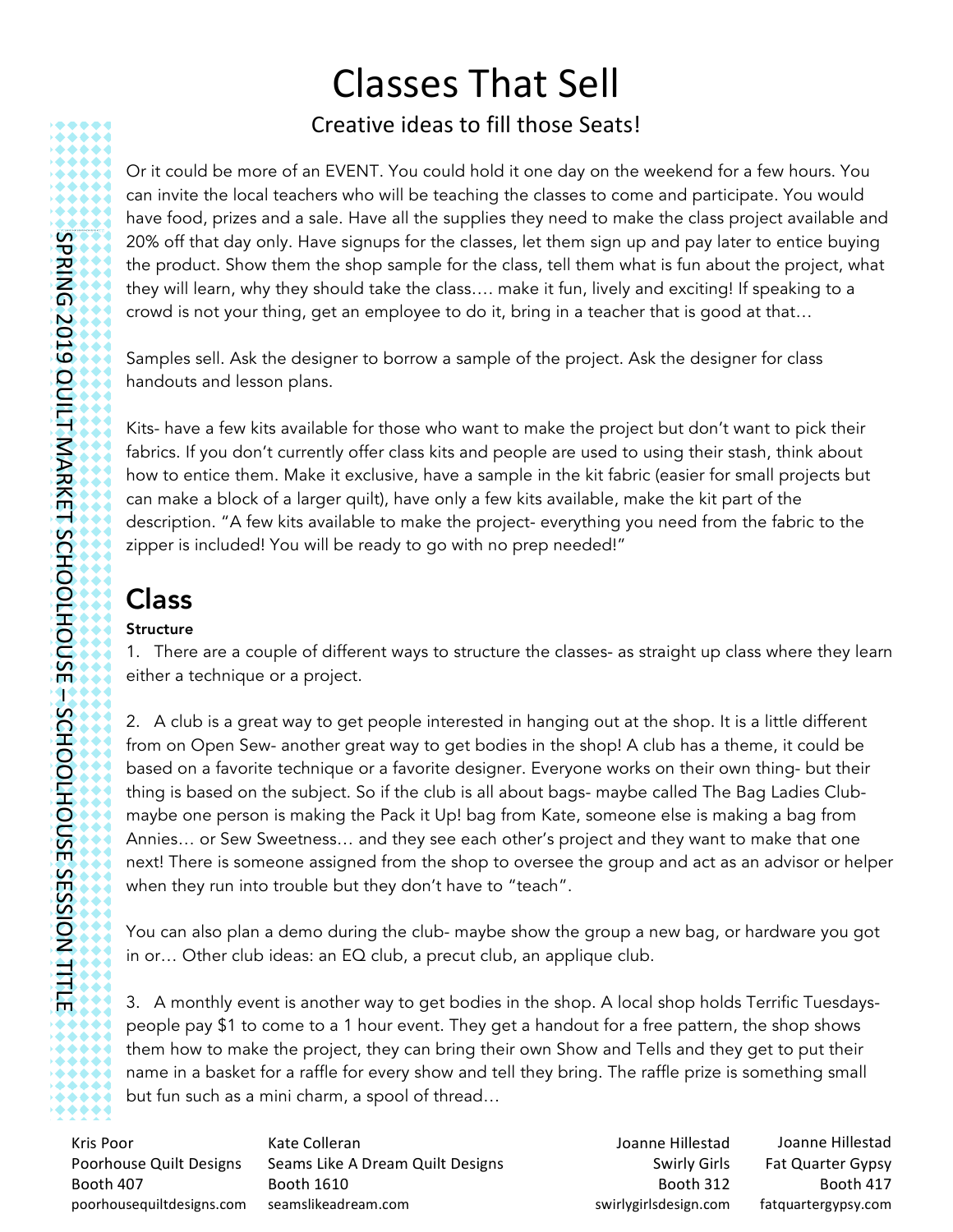Or it could be more of an EVENT. You could hold it one day on the weekend for a few hours. You can invite the local teachers who will be teaching the classes to come and participate. You would have food, prizes and a sale. Have all the supplies they need to make the class project available and 20% off that day only. Have signups for the classes, let them sign up and pay later to entice buying the product. Show them the shop sample for the class, tell them what is fun about the project, what they will learn, why they should take the class…. make it fun, lively and exciting! If speaking to a crowd is not your thing, get an employee to do it, bring in a teacher that is good at that…

Samples sell. Ask the designer to borrow a sample of the project. Ask the designer for class handouts and lesson plans.

Kits- have a few kits available for those who want to make the project but don't want to pick their fabrics. If you don't currently offer class kits and people are used to using their stash, think about how to entice them. Make it exclusive, have a sample in the kit fabric (easier for small projects but can make a block of a larger quilt), have only a few kits available, make the kit part of the description. "A few kits available to make the project- everything you need from the fabric to the zipper is included! You will be ready to go with no prep needed!"

## Class

**Structure**

1. There are a couple of different ways to structure the classes- as straight up class where they learn either a technique or a project.

2. A club is a great way to get people interested in hanging out at the shop. It is a little different from on Open Sew- another great way to get bodies in the shop! A club has a theme, it could be based on a favorite technique or a favorite designer. Everyone works on their own thing- but their thing is based on the subject. So if the club is all about bags- maybe called The Bag Ladies Club- maybe one person is making the Pack it Up! bag from Kate, someone else is making a bag from Annies… or Sew Sweetness… and they see each other's project and they want to make that one next! There is someone assigned from the shop to oversee the group and act as an advisor or helper when they run into trouble but they don't have to "teach".

   You can also plan a demo during the club- maybe show the group a new bag, or hardware you got in or… Other club ideas: an EQ club, a precut club, an applique club.

3. A monthly event is another way to get bodies in the shop. A local shop holds Terrific Tuesdays- people pay $1 to come to a 1 hour event. They get a handout for a free pattern, the shop shows them how to make the project, they can bring their own Show and Tells and they get to put their name in a basket for a raffle for every show and tell they bring. The raffle prize is something small but fun such as a mini charm, a spool of thread…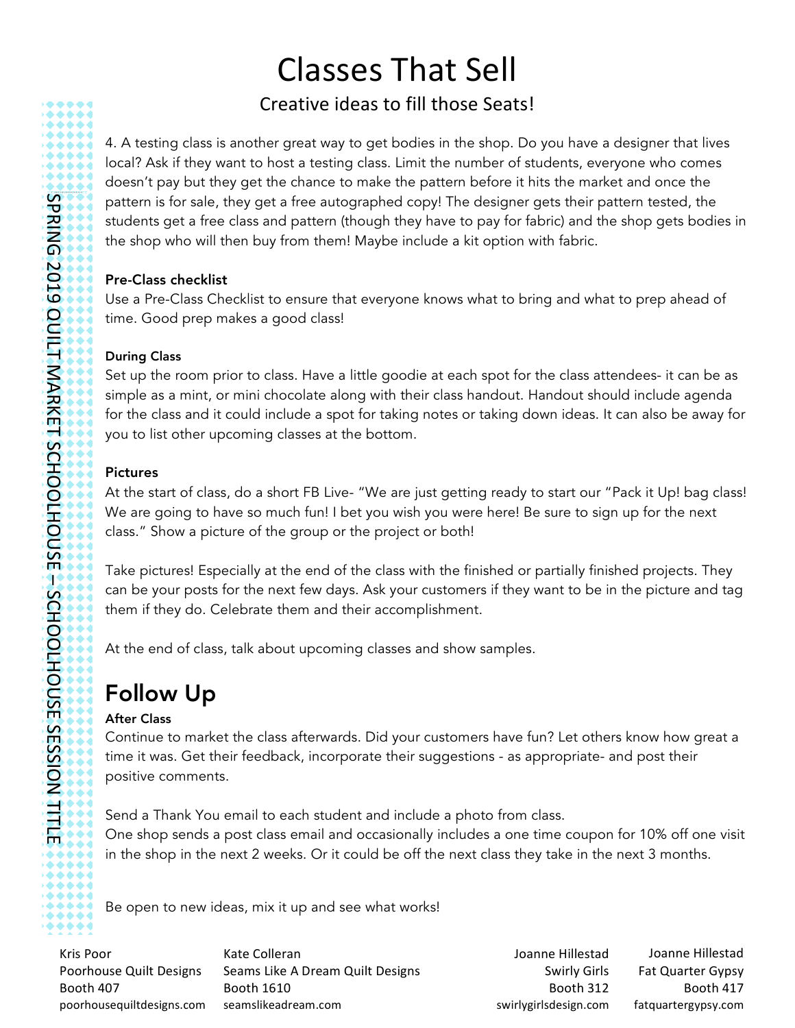# Classes That Sell

Creative ideas to fill those Seats!

4. A testing class is another great way to get bodies in the shop. Do you have a designer that lives local? Ask if they want to host a testing class. Limit the number of students, everyone who comes doesn't pay but they get the chance to make the pattern before it hits the market and once the pattern is for sale, they get a free autographed copy! The designer gets their pattern tested, the students get a free class and pattern (though they have to pay for fabric) and the shop gets bodies in the shop who will then buy from them! Maybe include a kit option with fabric.

**Pre-Class checklist**

Use a Pre-Class Checklist to ensure that everyone knows what to bring and what to prep ahead of time. Good prep makes a good class!

**During Class**

Set up the room prior to class. Have a little goodie at each spot for the class attendees- it can be as simple as a mint, or mini chocolate along with their class handout. Handout should include agenda for the class and it could include a spot for taking notes or taking down ideas. It can also be away for you to list other upcoming classes at the bottom.

**Pictures**

At the start of class, do a short FB Live- "We are just getting ready to start our "Pack it Up! bag class! We are going to have so much fun! I bet you wish you were here! Be sure to sign up for the next class." Show a picture of the group or the project or both!

Take pictures! Especially at the end of the class with the finished or partially finished projects. They can be your posts for the next few days. Ask your customers if they want to be in the picture and tag them if they do. Celebrate them and their accomplishment.

At the end of class, talk about upcoming classes and show samples.

## Follow Up

**After Class**

Continue to market the class afterwards. Did your customers have fun? Let others know how great a time it was. Get their feedback, incorporate their suggestions - as appropriate- and post their positive comments.

Send a Thank You email to each student and include a photo from class.
One shop sends a post class email and occasionally includes a one time coupon for 10% off one visit in the shop in the next 2 weeks. Or it could be off the next class they take in the next 3 months.

Be open to new ideas, mix it up and see what works!